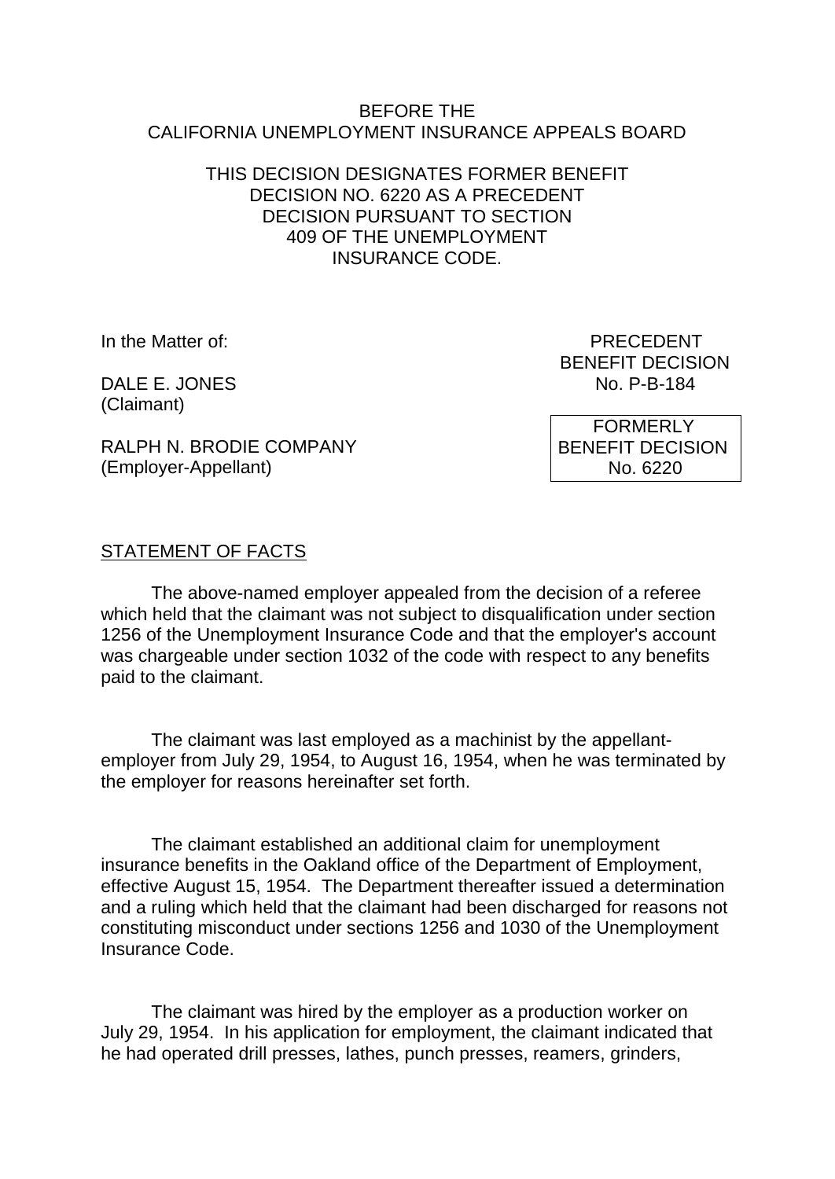BEFORE THE
CALIFORNIA UNEMPLOYMENT INSURANCE APPEALS BOARD

THIS DECISION DESIGNATES FORMER BENEFIT DECISION NO. 6220 AS A PRECEDENT DECISION PURSUANT TO SECTION 409 OF THE UNEMPLOYMENT INSURANCE CODE.

In the Matter of:

DALE E. JONES
(Claimant)

RALPH N. BRODIE COMPANY
(Employer-Appellant)

PRECEDENT
BENEFIT DECISION
No. P-B-184

FORMERLY
BENEFIT DECISION
No. 6220

STATEMENT OF FACTS

The above-named employer appealed from the decision of a referee which held that the claimant was not subject to disqualification under section 1256 of the Unemployment Insurance Code and that the employer's account was chargeable under section 1032 of the code with respect to any benefits paid to the claimant.

The claimant was last employed as a machinist by the appellant-employer from July 29, 1954, to August 16, 1954, when he was terminated by the employer for reasons hereinafter set forth.

The claimant established an additional claim for unemployment insurance benefits in the Oakland office of the Department of Employment, effective August 15, 1954. The Department thereafter issued a determination and a ruling which held that the claimant had been discharged for reasons not constituting misconduct under sections 1256 and 1030 of the Unemployment Insurance Code.

The claimant was hired by the employer as a production worker on July 29, 1954. In his application for employment, the claimant indicated that he had operated drill presses, lathes, punch presses, reamers, grinders,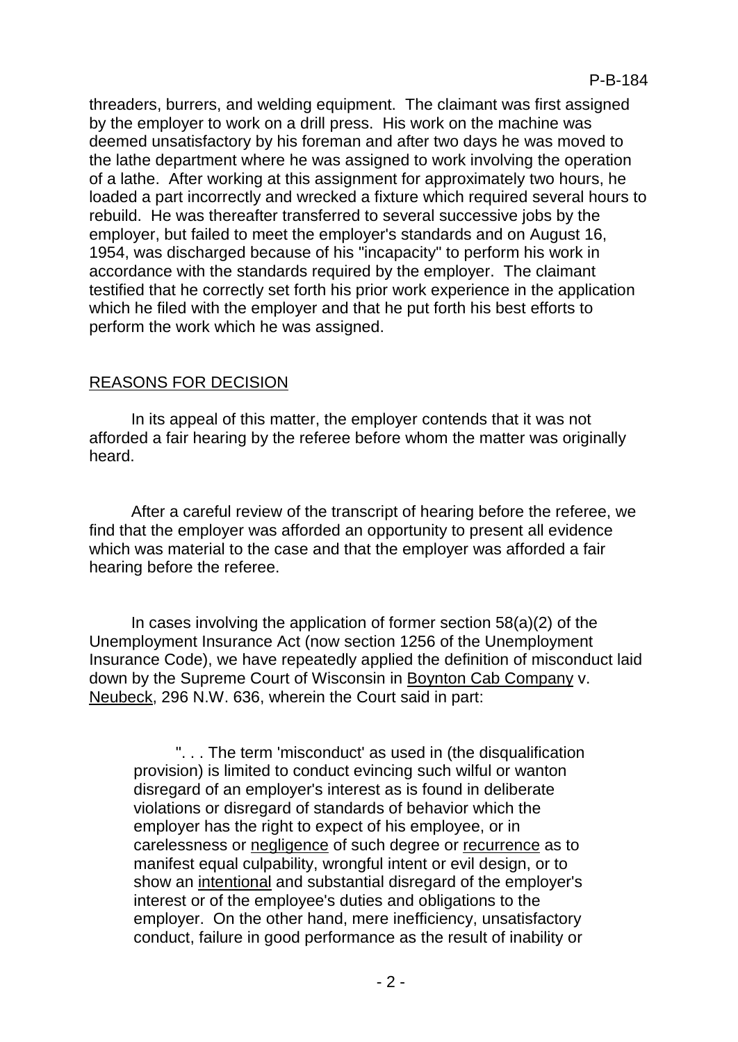threaders, burrers, and welding equipment. The claimant was first assigned by the employer to work on a drill press. His work on the machine was deemed unsatisfactory by his foreman and after two days he was moved to the lathe department where he was assigned to work involving the operation of a lathe. After working at this assignment for approximately two hours, he loaded a part incorrectly and wrecked a fixture which required several hours to rebuild. He was thereafter transferred to several successive jobs by the employer, but failed to meet the employer's standards and on August 16, 1954, was discharged because of his "incapacity" to perform his work in accordance with the standards required by the employer. The claimant testified that he correctly set forth his prior work experience in the application which he filed with the employer and that he put forth his best efforts to perform the work which he was assigned.

## REASONS FOR DECISION

In its appeal of this matter, the employer contends that it was not afforded a fair hearing by the referee before whom the matter was originally heard.

After a careful review of the transcript of hearing before the referee, we find that the employer was afforded an opportunity to present all evidence which was material to the case and that the employer was afforded a fair hearing before the referee.

In cases involving the application of former section 58(a)(2) of the Unemployment Insurance Act (now section 1256 of the Unemployment Insurance Code), we have repeatedly applied the definition of misconduct laid down by the Supreme Court of Wisconsin in Boynton Cab Company v. Neubeck, 296 N.W. 636, wherein the Court said in part:

> ". . . The term 'misconduct' as used in (the disqualification provision) is limited to conduct evincing such wilful or wanton disregard of an employer's interest as is found in deliberate violations or disregard of standards of behavior which the employer has the right to expect of his employee, or in carelessness or negligence of such degree or recurrence as to manifest equal culpability, wrongful intent or evil design, or to show an intentional and substantial disregard of the employer's interest or of the employee's duties and obligations to the employer. On the other hand, mere inefficiency, unsatisfactory conduct, failure in good performance as the result of inability or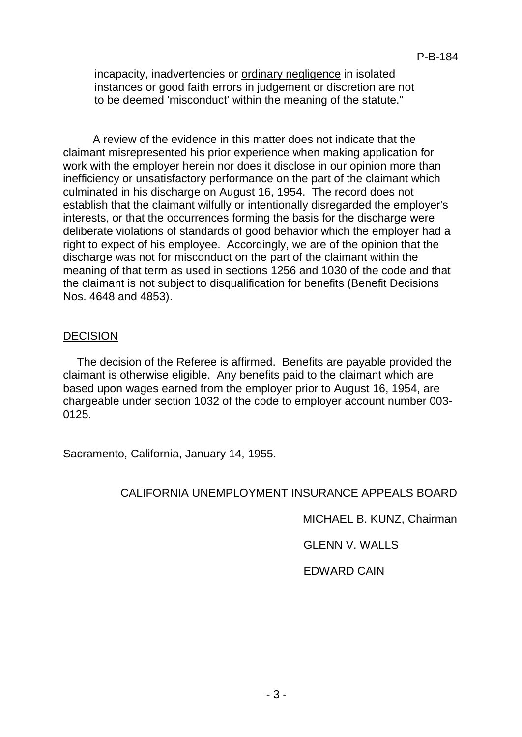incapacity, inadvertencies or <u>ordinary negligence</u> in isolated instances or good faith errors in judgement or discretion are not to be deemed 'misconduct' within the meaning of the statute."

A review of the evidence in this matter does not indicate that the claimant misrepresented his prior experience when making application for work with the employer herein nor does it disclose in our opinion more than inefficiency or unsatisfactory performance on the part of the claimant which culminated in his discharge on August 16, 1954. The record does not establish that the claimant wilfully or intentionally disregarded the employer's interests, or that the occurrences forming the basis for the discharge were deliberate violations of standards of good behavior which the employer had a right to expect of his employee. Accordingly, we are of the opinion that the discharge was not for misconduct on the part of the claimant within the meaning of that term as used in sections 1256 and 1030 of the code and that the claimant is not subject to disqualification for benefits (Benefit Decisions Nos. 4648 and 4853).

## DECISION

The decision of the Referee is affirmed. Benefits are payable provided the claimant is otherwise eligible. Any benefits paid to the claimant which are based upon wages earned from the employer prior to August 16, 1954, are chargeable under section 1032 of the code to employer account number 003-0125.

Sacramento, California, January 14, 1955.

CALIFORNIA UNEMPLOYMENT INSURANCE APPEALS BOARD

MICHAEL B. KUNZ, Chairman

GLENN V. WALLS

EDWARD CAIN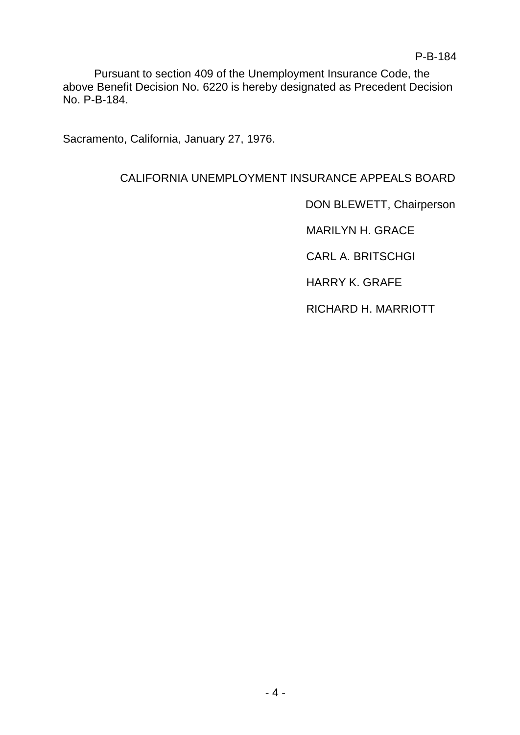Pursuant to section 409 of the Unemployment Insurance Code, the above Benefit Decision No. 6220 is hereby designated as Precedent Decision No. P-B-184.

Sacramento, California, January 27, 1976.

CALIFORNIA UNEMPLOYMENT INSURANCE APPEALS BOARD

DON BLEWETT, Chairperson

MARILYN H. GRACE

CARL A. BRITSCHGI

HARRY K. GRAFE

RICHARD H. MARRIOTT